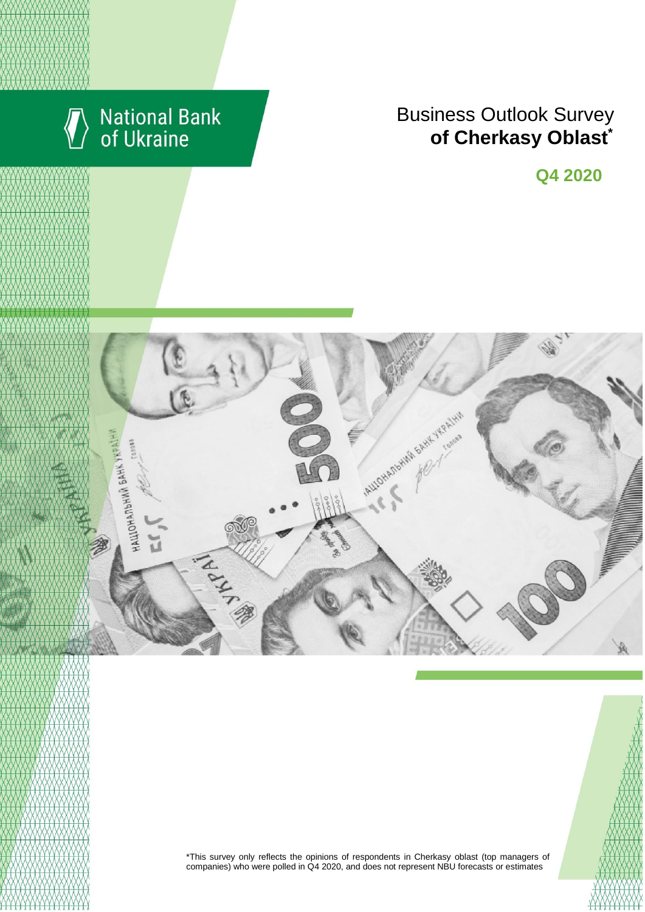National Bank of Ukraine

# Business Outlook Survey **of Cherkasy Oblast***

**Q4 2020**

*This survey only reflects the opinions of respondents in Cherkasy oblast (top managers of companies) who were polled in Q4 2020, and does not represent NBU forecasts or estimates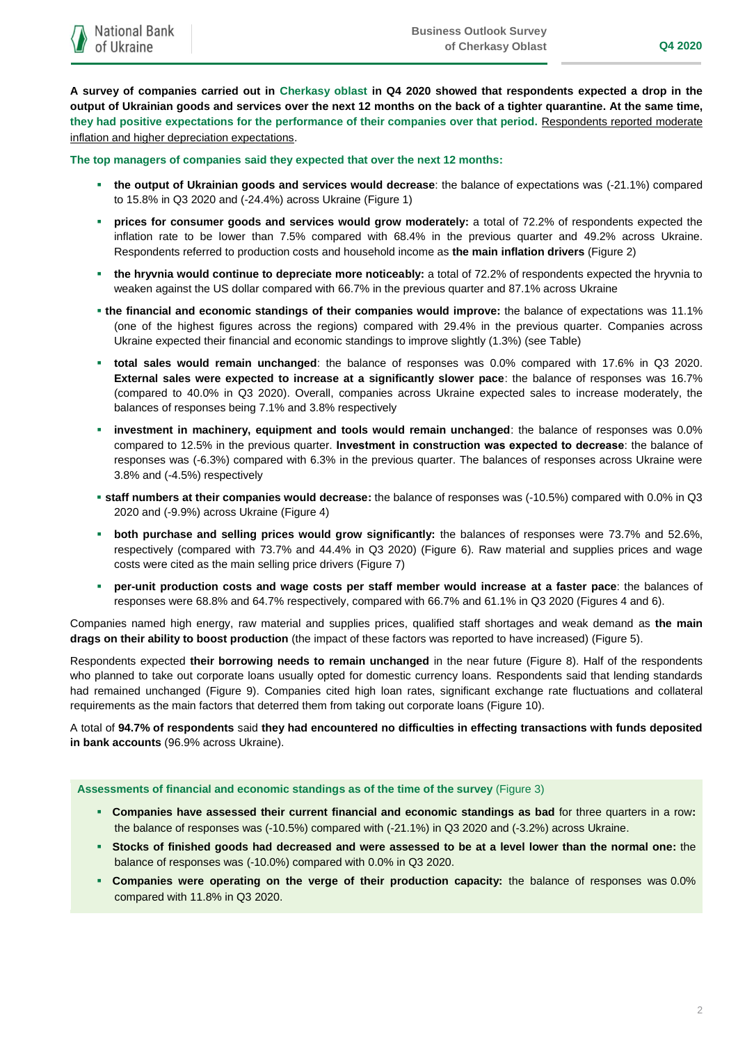**A survey of companies carried out in Cherkasy oblast in Q4 2020 showed that respondents expected a drop in the output of Ukrainian goods and services over the next 12 months on the back of a tighter quarantine. At the same time, they had positive expectations for the performance of their companies over that period.** Respondents reported moderate inflation and higher depreciation expectations.

**The top managers of companies said they expected that over the next 12 months:**

- **the output of Ukrainian goods and services would decrease**: the balance of expectations was (-21.1%) compared to 15.8% in Q3 2020 and (-24.4%) across Ukraine (Figure 1)
- **prices for consumer goods and services would grow moderately:** a total of 72.2% of respondents expected the inflation rate to be lower than 7.5% compared with 68.4% in the previous quarter and 49.2% across Ukraine. Respondents referred to production costs and household income as **the main inflation drivers** (Figure 2)
- **the hryvnia would continue to depreciate more noticeably:** a total of 72.2% of respondents expected the hryvnia to weaken against the US dollar compared with 66.7% in the previous quarter and 87.1% across Ukraine
- **the financial and economic standings of their companies would improve:** the balance of expectations was 11.1% (one of the highest figures across the regions) compared with 29.4% in the previous quarter. Companies across Ukraine expected their financial and economic standings to improve slightly (1.3%) (see Table)
- **total sales would remain unchanged**: the balance of responses was 0.0% compared with 17.6% in Q3 2020. **External sales were expected to increase at a significantly slower pace**: the balance of responses was 16.7% (compared to 40.0% in Q3 2020). Overall, companies across Ukraine expected sales to increase moderately, the balances of responses being 7.1% and 3.8% respectively
- **investment in machinery, equipment and tools would remain unchanged**: the balance of responses was 0.0% compared to 12.5% in the previous quarter. **Investment in construction was expected to decrease**: the balance of responses was (-6.3%) compared with 6.3% in the previous quarter. The balances of responses across Ukraine were 3.8% and (-4.5%) respectively
- **staff numbers at their companies would decrease:** the balance of responses was (-10.5%) compared with 0.0% in Q3 2020 and (-9.9%) across Ukraine (Figure 4)
- **both purchase and selling prices would grow significantly:** the balances of responses were 73.7% and 52.6%, respectively (compared with 73.7% and 44.4% in Q3 2020) (Figure 6). Raw material and supplies prices and wage costs were cited as the main selling price drivers (Figure 7)
- **per-unit production costs and wage costs per staff member would increase at a faster pace**: the balances of responses were 68.8% and 64.7% respectively, compared with 66.7% and 61.1% in Q3 2020 (Figures 4 and 6).

Companies named high energy, raw material and supplies prices, qualified staff shortages and weak demand as **the main drags on their ability to boost production** (the impact of these factors was reported to have increased) (Figure 5).

Respondents expected **their borrowing needs to remain unchanged** in the near future (Figure 8). Half of the respondents who planned to take out corporate loans usually opted for domestic currency loans. Respondents said that lending standards had remained unchanged (Figure 9). Companies cited high loan rates, significant exchange rate fluctuations and collateral requirements as the main factors that deterred them from taking out corporate loans (Figure 10).

A total of **94.7% of respondents** said **they had encountered no difficulties in effecting transactions with funds deposited in bank accounts** (96.9% across Ukraine).

**Assessments of financial and economic standings as of the time of the survey** (Figure 3)

- **Companies have assessed their current financial and economic standings as bad** for three quarters in a row**:** the balance of responses was (-10.5%) compared with (-21.1%) in Q3 2020 and (-3.2%) across Ukraine.
- **Stocks of finished goods had decreased and were assessed to be at a level lower than the normal one:** the balance of responses was (-10.0%) compared with 0.0% in Q3 2020.
- **Companies were operating on the verge of their production capacity:** the balance of responses was 0.0% compared with 11.8% in Q3 2020.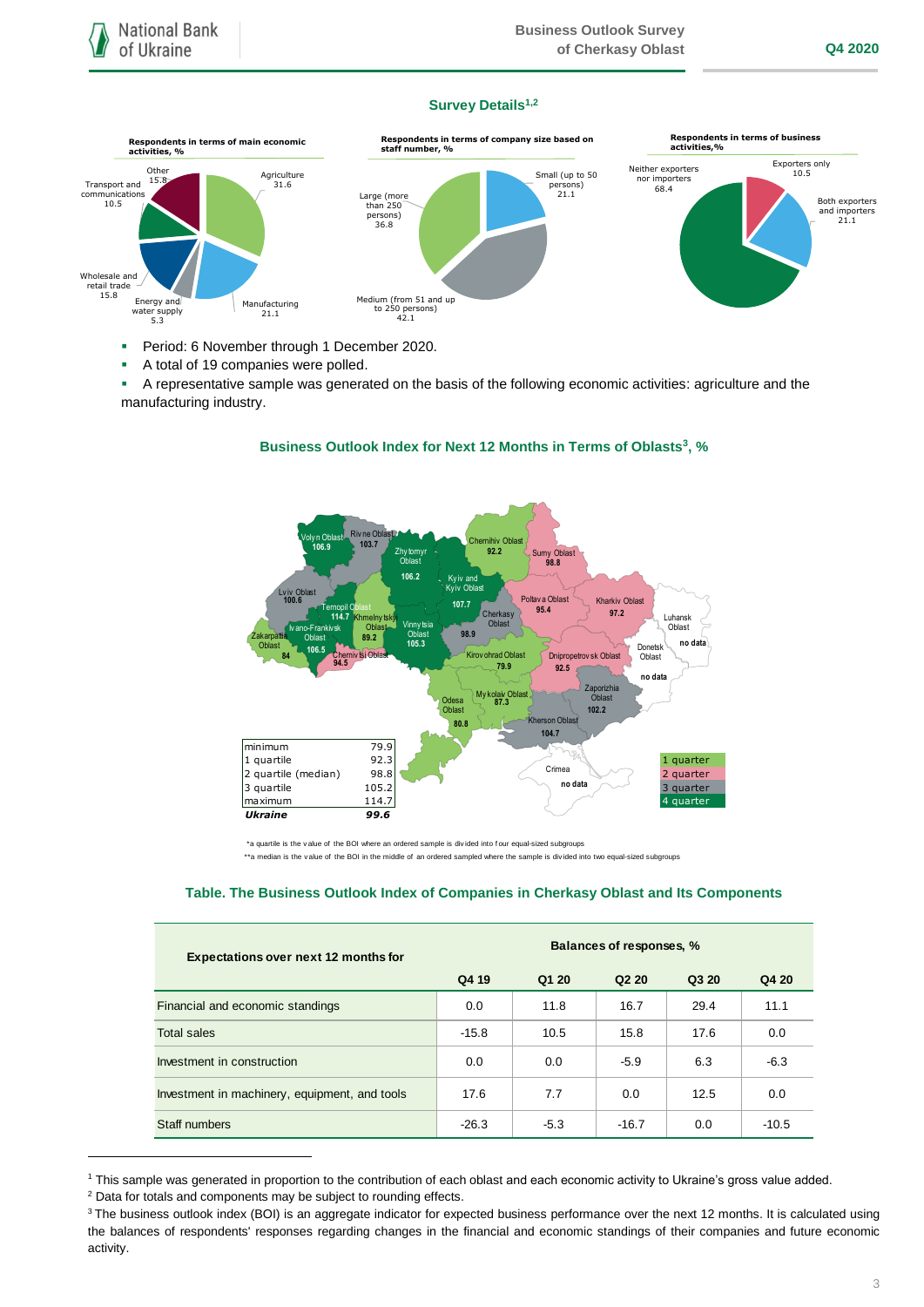## Survey Details[1,2]

**Respondents in terms of main economic activities, %**

- Agriculture 31.6
- Manufacturing 21.1
- Energy and water supply 5.3
- Wholesale and retail trade 15.8
- Transport and communications 10.5
- Other 15.8

**Respondents in terms of company size based on staff number, %**

- Small (up to 50 persons) 21.1
- Medium (from 51 and up to 250 persons) 42.1
- Large (more than 250 persons) 36.8

**Respondents in terms of business activities,%**

- Exporters only 10.5
- Both exporters and importers 21.1
- Neither exporters nor importers 68.4

- Period: 6 November through 1 December 2020.
- A total of 19 companies were polled.
- A representative sample was generated on the basis of the following economic activities: agriculture and the manufacturing industry.

### Business Outlook Index for Next 12 Months in Terms of Oblasts[3], %

| Oblast | BOI |
|---|---|
| Volyn Oblast | 106.9 |
| Rivne Oblast | 103.7 |
| Zhytomyr Oblast | 106.2 |
| Chernihiv Oblast | 92.2 |
| Sumy Oblast | 98.8 |
| Kyiv and Kyiv Oblast | 107.7 |
| Lviv Oblast | 100.6 |
| Ternopil Oblast | 114.7 |
| Khmelnytskyi Oblast | 89.2 |
| Vinnytsia Oblast | 105.3 |
| Cherkasy Oblast | 98.9 |
| Poltava Oblast | 95.4 |
| Kharkiv Oblast | 97.2 |
| Luhansk Oblast | no data |
| Zakarpattia Oblast | 84 |
| Ivano-Frankivsk Oblast | 106.5 |
| Chernivtsi Oblast | 94.5 |
| Kirovohrad Oblast | 79.9 |
| Dnipropetrovsk Oblast | 92.5 |
| Donetsk Oblast | no data |
| Odesa Oblast | 80.8 |
| Mykolaiv Oblast | 87.3 |
| Zaporizhia Oblast | 102.2 |
| Kherson Oblast | 104.7 |
| Crimea | no data |

| | |
|---|---|
| minimum | 79.9 |
| 1 quartile | 92.3 |
| 2 quartile (median) | 98.8 |
| 3 quartile | 105.2 |
| maximum | 114.7 |
| ***Ukraine*** | ***99.6*** |

Legend: 1 quarter, 2 quarter, 3 quarter, 4 quarter

*a quartile is the value of the BOI where an ordered sample is divided into four equal-sized subgroups

**a median is the value of the BOI in the middle of an ordered sampled where the sample is divided into two equal-sized subgroups

### Table. The Business Outlook Index of Companies in Cherkasy Oblast and Its Components

| Expectations over next 12 months for | Balances of responses, % | | | | |
|---|---|---|---|---|---|
| | Q4 19 | Q1 20 | Q2 20 | Q3 20 | Q4 20 |
| Financial and economic standings | 0.0 | 11.8 | 16.7 | 29.4 | 11.1 |
| Total sales | -15.8 | 10.5 | 15.8 | 17.6 | 0.0 |
| Investment in construction | 0.0 | 0.0 | -5.9 | 6.3 | -6.3 |
| Investment in machinery, equipment, and tools | 17.6 | 7.7 | 0.0 | 12.5 | 0.0 |
| Staff numbers | -26.3 | -5.3 | -16.7 | 0.0 | -10.5 |

[1] This sample was generated in proportion to the contribution of each oblast and each economic activity to Ukraine's gross value added.

[2] Data for totals and components may be subject to rounding effects.

[3] The business outlook index (BOI) is an aggregate indicator for expected business performance over the next 12 months. It is calculated using the balances of respondents' responses regarding changes in the financial and economic standings of their companies and future economic activity.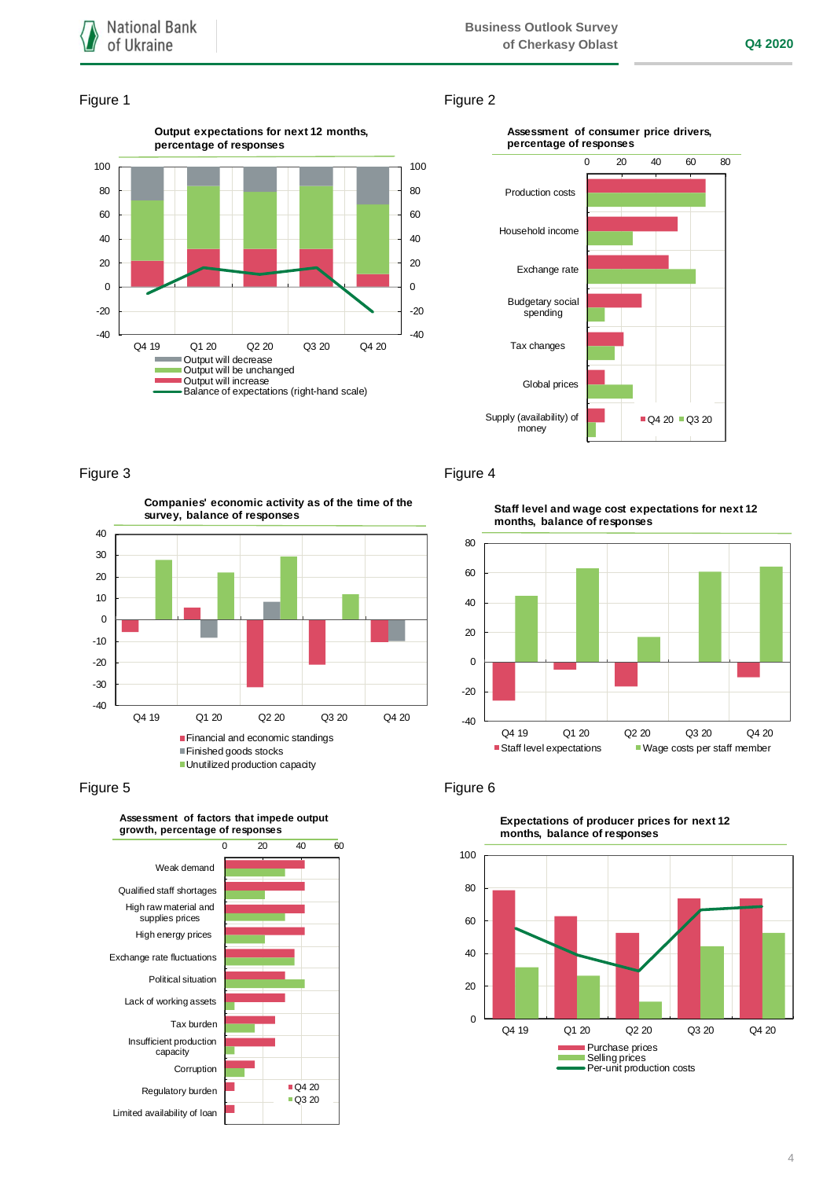Figure 1

**Output expectations for next 12 months, percentage of responses**

- Output will decrease
- Output will be unchanged
- Output will increase
- Balance of expectations (right-hand scale)

Figure 2

**Assessment of consumer price drivers, percentage of responses**

Production costs, Household income, Exchange rate, Budgetary social spending, Tax changes, Global prices, Supply (availability) of money

Q4 20 | Q3 20

Figure 3

**Companies' economic activity as of the time of the survey, balance of responses**

- Financial and economic standings
- Finished goods stocks
- Unutilized production capacity

Figure 4

**Staff level and wage cost expectations for next 12 months, balance of responses**

- Staff level expectations
- Wage costs per staff member

Figure 5

**Assessment of factors that impede output growth, percentage of responses**

Weak demand, Qualified staff shortages, High raw material and supplies prices, High energy prices, Exchange rate fluctuations, Political situation, Lack of working assets, Tax burden, Insufficient production capacity, Corruption, Regulatory burden, Limited availability of loan

Q4 20 | Q3 20

Figure 6

**Expectations of producer prices for next 12 months, balance of responses**

- Purchase prices
- Selling prices
- Per-unit production costs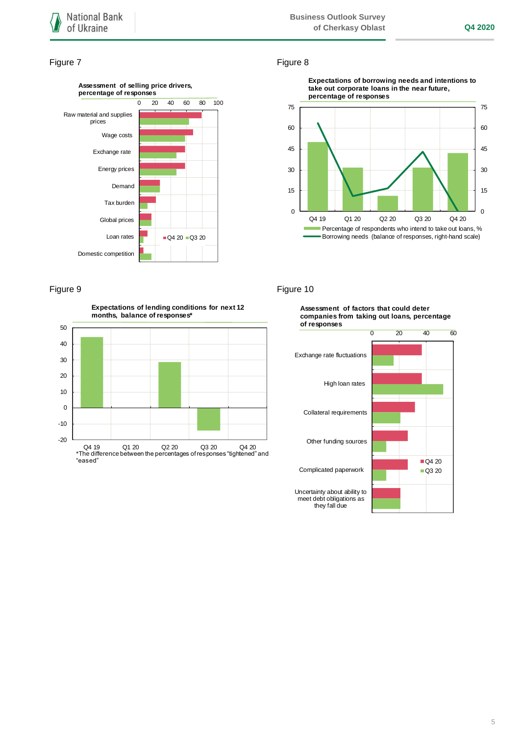Figure 7

**Assessment of selling price drivers, percentage of responses**

0 20 40 60 80 100

Raw material and supplies prices

Wage costs

Exchange rate

Energy prices

Demand

Tax burden

Global prices

Loan rates

Domestic competition

Q4 20 Q3 20

Figure 8

**Expectations of borrowing needs and intentions to take out corporate loans in the near future, percentage of responses**

75 60 45 30 15 0

Q4 19 Q1 20 Q2 20 Q3 20 Q4 20

Percentage of respondents who intend to take out loans, %

Borrowing needs (balance of responses, right-hand scale)

Figure 9

**Expectations of lending conditions for next 12 months, balance of responses***

50 40 30 20 10 0 -10 -20

Q4 19 Q1 20 Q2 20 Q3 20 Q4 20

*The difference between the percentages of responses "tightened" and "eased"

Figure 10

**Assessment of factors that could deter companies from taking out loans, percentage of responses**

0 20 40 60

Exchange rate fluctuations

High loan rates

Collateral requirements

Other funding sources

Complicated paperwork

Uncertainty about ability to meet debt obligations as they fall due

Q4 20 Q3 20